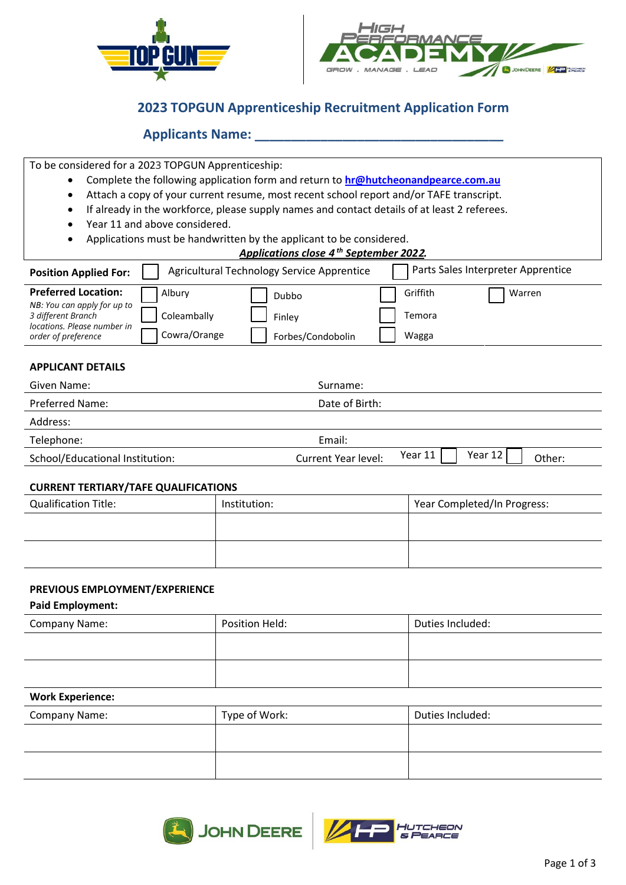# 2023 TOPGUN Apprenticeship Recruitment Application Form

## Applicants Name: ___________________________________

To be considered for a 2023 TOPGUN Apprenticeship:

- Complete the following application form and return to **hr@hutcheonandpearce.com.au**
- Attach a copy of your current resume, most recent school report and/or TAFE transcript.
- If already in the workforce, please supply names and contact details of at least 2 referees.
- Year 11 and above considered.
- Applications must be handwritten by the applicant to be considered.

***Applications close 4th September 2022.***

| **Position Applied For:** | ☐ Agricultural Technology Service Apprentice | ☐ Parts Sales Interpreter Apprentice | | |
|---|---|---|---|---|
| **Preferred Location:** *NB: You can apply for up to 3 different Branch locations. Please number in order of preference* | ☐ Albury | ☐ Dubbo | ☐ Griffith | ☐ Warren |
| | ☐ Coleambally | ☐ Finley | ☐ Temora | |
| | ☐ Cowra/Orange | ☐ Forbes/Condobolin | ☐ Wagga | |

**APPLICANT DETAILS**

| | |
|---|---|
| Given Name: | Surname: |
| Preferred Name: | Date of Birth: |
| Address: | |
| Telephone: | Email: |
| School/Educational Institution: | Current Year level: Year 11 ☐ Year 12 ☐ Other: |

**CURRENT TERTIARY/TAFE QUALIFICATIONS**

| Qualification Title: | Institution: | Year Completed/In Progress: |
|---|---|---|
| | | |
| | | |

**PREVIOUS EMPLOYMENT/EXPERIENCE**

**Paid Employment:**

| Company Name: | Position Held: | Duties Included: |
|---|---|---|
| | | |
| | | |

**Work Experience:**

| Company Name: | Type of Work: | Duties Included: |
|---|---|---|
| | | |
| | | |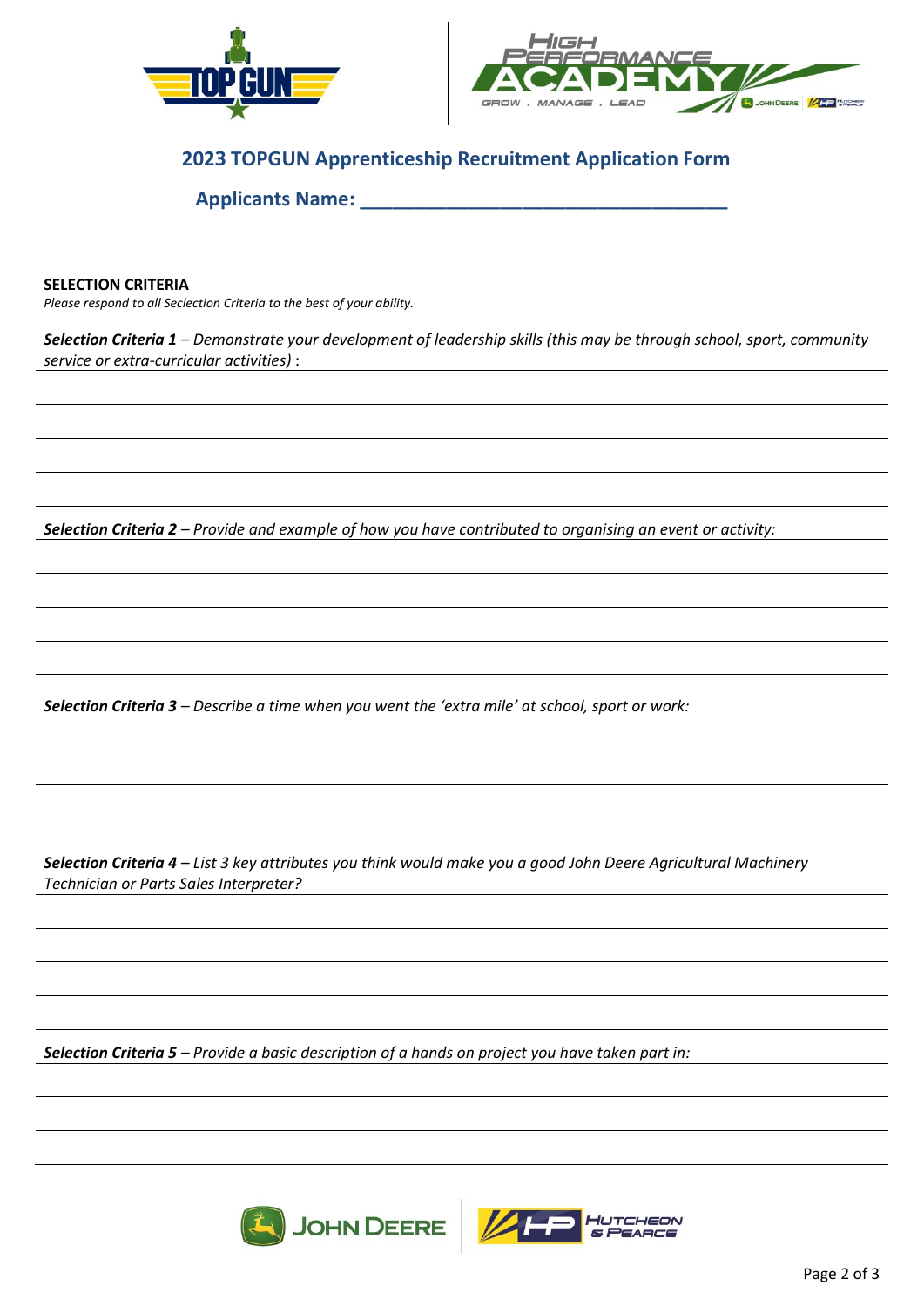## 2023 TOPGUN Apprenticeship Recruitment Application Form

**Applicants Name: ___________________________________**

**SELECTION CRITERIA**

*Please respond to all Seclection Criteria to the best of your ability.*

***Selection Criteria 1** – Demonstrate your development of leadership skills (this may be through school, sport, community service or extra-curricular activities)* :

***Selection Criteria 2** – Provide and example of how you have contributed to organising an event or activity:*

***Selection Criteria 3** – Describe a time when you went the 'extra mile' at school, sport or work:*

***Selection Criteria 4** – List 3 key attributes you think would make you a good John Deere Agricultural Machinery Technician or Parts Sales Interpreter?*

***Selection Criteria 5** – Provide a basic description of a hands on project you have taken part in:*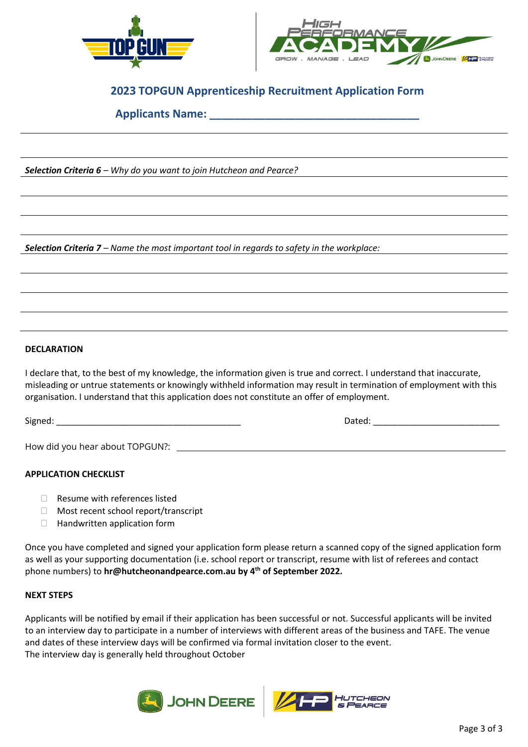## 2023 TOPGUN Apprenticeship Recruitment Application Form

**Applicants Name: ___________________________________**

***Selection Criteria 6*** *– Why do you want to join Hutcheon and Pearce?*

***Selection Criteria 7*** *– Name the most important tool in regards to safety in the workplace:*

**DECLARATION**

I declare that, to the best of my knowledge, the information given is true and correct. I understand that inaccurate, misleading or untrue statements or knowingly withheld information may result in termination of employment with this organisation. I understand that this application does not constitute an offer of employment.

Signed: ______________________________________ Dated: __________________________

How did you hear about TOPGUN?: ____________________________________________________________________

**APPLICATION CHECKLIST**

- ☐ Resume with references listed
- ☐ Most recent school report/transcript
- ☐ Handwritten application form

Once you have completed and signed your application form please return a scanned copy of the signed application form as well as your supporting documentation (i.e. school report or transcript, resume with list of referees and contact phone numbers) to **hr@hutcheonandpearce.com.au by 4th of September 2022.**

**NEXT STEPS**

Applicants will be notified by email if their application has been successful or not. Successful applicants will be invited to an interview day to participate in a number of interviews with different areas of the business and TAFE. The venue and dates of these interview days will be confirmed via formal invitation closer to the event.
The interview day is generally held throughout October